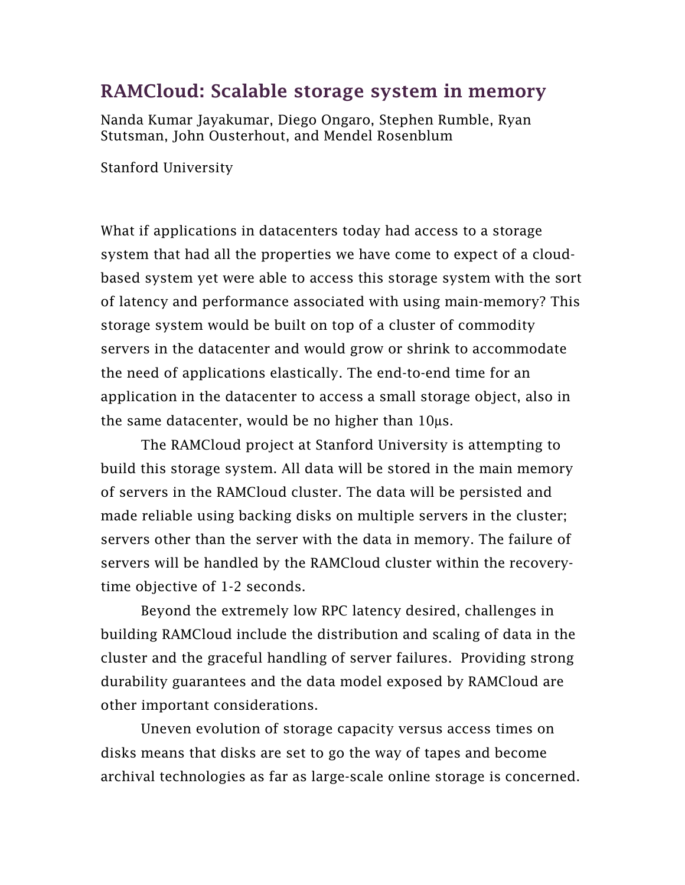# RAMCloud: Scalable storage system in memory

Nanda Kumar Jayakumar, Diego Ongaro, Stephen Rumble, Ryan Stutsman, John Ousterhout, and Mendel Rosenblum

Stanford University

What if applications in datacenters today had access to a storage system that had all the properties we have come to expect of a cloud-based system yet were able to access this storage system with the sort of latency and performance associated with using main-memory? This storage system would be built on top of a cluster of commodity servers in the datacenter and would grow or shrink to accommodate the need of applications elastically. The end-to-end time for an application in the datacenter to access a small storage object, also in the same datacenter, would be no higher than 10μs.

The RAMCloud project at Stanford University is attempting to build this storage system. All data will be stored in the main memory of servers in the RAMCloud cluster. The data will be persisted and made reliable using backing disks on multiple servers in the cluster; servers other than the server with the data in memory. The failure of servers will be handled by the RAMCloud cluster within the recovery-time objective of 1-2 seconds.

Beyond the extremely low RPC latency desired, challenges in building RAMCloud include the distribution and scaling of data in the cluster and the graceful handling of server failures. Providing strong durability guarantees and the data model exposed by RAMCloud are other important considerations.

Uneven evolution of storage capacity versus access times on disks means that disks are set to go the way of tapes and become archival technologies as far as large-scale online storage is concerned.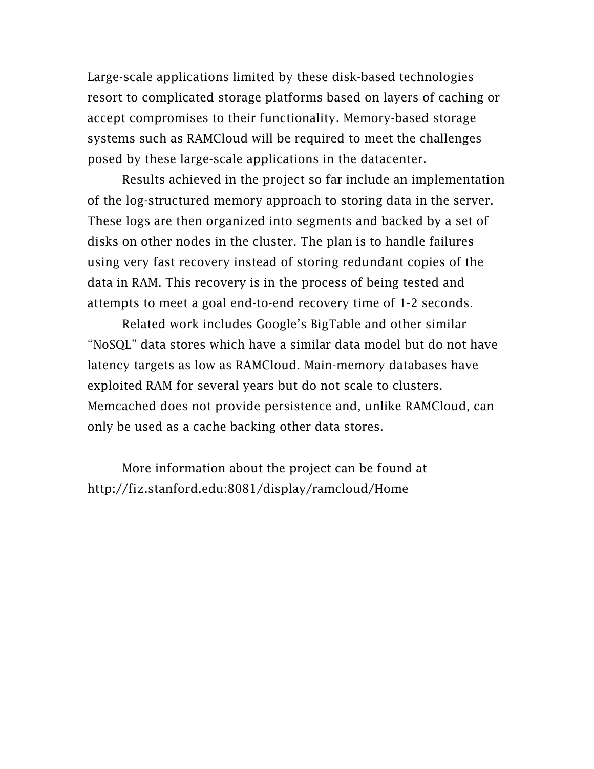Large-scale applications limited by these disk-based technologies resort to complicated storage platforms based on layers of caching or accept compromises to their functionality. Memory-based storage systems such as RAMCloud will be required to meet the challenges posed by these large-scale applications in the datacenter.

Results achieved in the project so far include an implementation of the log-structured memory approach to storing data in the server. These logs are then organized into segments and backed by a set of disks on other nodes in the cluster. The plan is to handle failures using very fast recovery instead of storing redundant copies of the data in RAM. This recovery is in the process of being tested and attempts to meet a goal end-to-end recovery time of 1-2 seconds.

Related work includes Google's BigTable and other similar "NoSQL" data stores which have a similar data model but do not have latency targets as low as RAMCloud. Main-memory databases have exploited RAM for several years but do not scale to clusters. Memcached does not provide persistence and, unlike RAMCloud, can only be used as a cache backing other data stores.

More information about the project can be found at http://fiz.stanford.edu:8081/display/ramcloud/Home